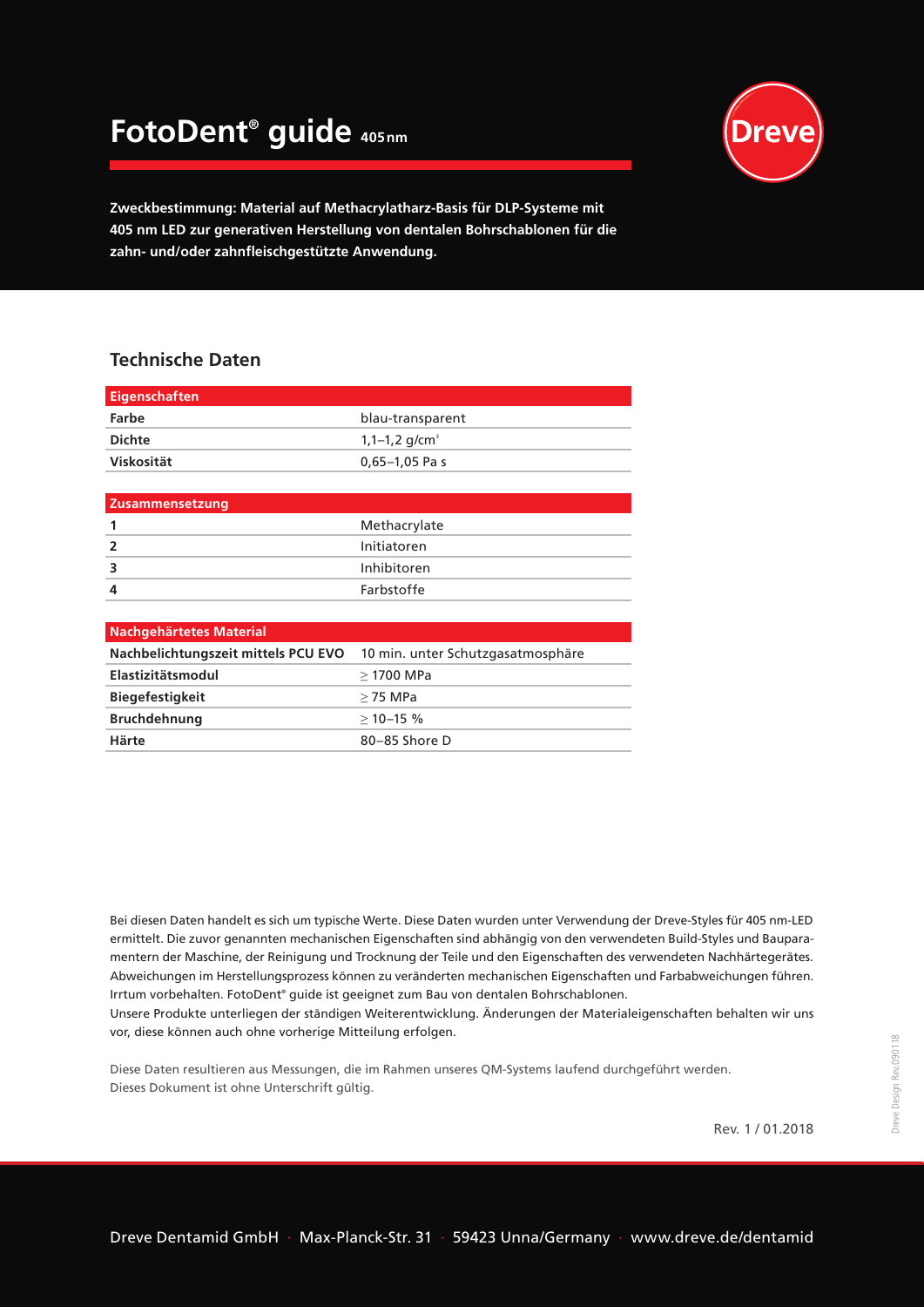# FotoDent® guide 405 nm

Dreve

**Zweckbestimmung: Material auf Methacrylatharz-Basis für DLP-Systeme mit 405 nm LED zur generativen Herstellung von dentalen Bohrschablonen für die zahn- und/oder zahnfleischgestützte Anwendung.**

## Technische Daten

| Eigenschaften | |
|---|---|
| **Farbe** | blau-transparent |
| **Dichte** | 1,1–1,2 g/cm³ |
| **Viskosität** | 0,65–1,05 Pa s |

| Zusammensetzung | |
|---|---|
| **1** | Methacrylate |
| **2** | Initiatoren |
| **3** | Inhibitoren |
| **4** | Farbstoffe |

| Nachgehärtetes Material | |
|---|---|
| **Nachbelichtungszeit mittels PCU EVO** | 10 min. unter Schutzgasatmosphäre |
| **Elastizitätsmodul** | ≥ 1700 MPa |
| **Biegefestigkeit** | ≥ 75 MPa |
| **Bruchdehnung** | ≥ 10–15 % |
| **Härte** | 80–85 Shore D |

Bei diesen Daten handelt es sich um typische Werte. Diese Daten wurden unter Verwendung der Dreve-Styles für 405 nm-LED ermittelt. Die zuvor genannten mechanischen Eigenschaften sind abhängig von den verwendeten Build-Styles und Bauparametern der Maschine, der Reinigung und Trocknung der Teile und den Eigenschaften des verwendeten Nachhärtegerätes. Abweichungen im Herstellungsprozess können zu veränderten mechanischen Eigenschaften und Farbabweichungen führen. Irrtum vorbehalten. FotoDent® guide ist geeignet zum Bau von dentalen Bohrschablonen.
Unsere Produkte unterliegen der ständigen Weiterentwicklung. Änderungen der Materialeigenschaften behalten wir uns vor, diese können auch ohne vorherige Mitteilung erfolgen.

Diese Daten resultieren aus Messungen, die im Rahmen unseres QM-Systems laufend durchgeführt werden.
Dieses Dokument ist ohne Unterschrift gültig.

Rev. 1 / 01.2018

Dreve Design Rev.090118

Dreve Dentamid GmbH · Max-Planck-Str. 31 · 59423 Unna/Germany · www.dreve.de/dentamid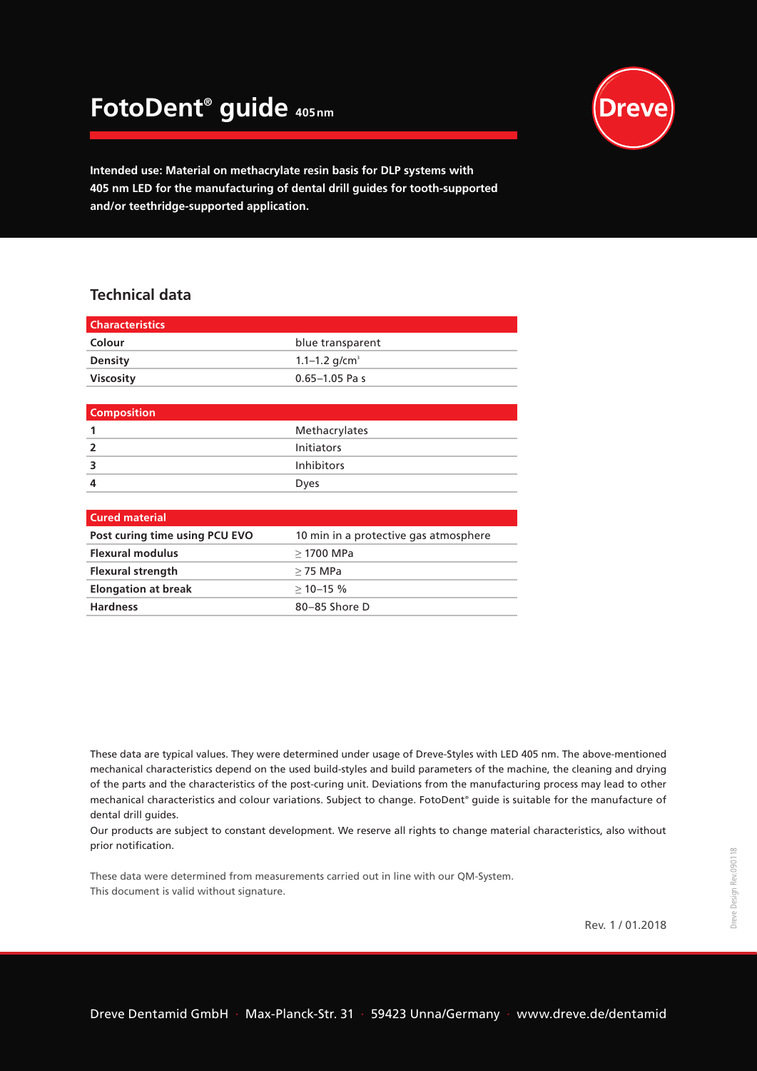# FotoDent® guide 405 nm

**Intended use: Material on methacrylate resin basis for DLP systems with 405 nm LED for the manufacturing of dental drill guides for tooth-supported and/or teethridge-supported application.**

## Technical data

| Characteristics | |
|---|---|
| **Colour** | blue transparent |
| **Density** | 1.1–1.2 g/cm³ |
| **Viscosity** | 0.65–1.05 Pa s |

| Composition | |
|---|---|
| **1** | Methacrylates |
| **2** | Initiators |
| **3** | Inhibitors |
| **4** | Dyes |

| Cured material | |
|---|---|
| **Post curing time using PCU EVO** | 10 min in a protective gas atmosphere |
| **Flexural modulus** | $\geq$ 1700 MPa |
| **Flexural strength** | $\geq$ 75 MPa |
| **Elongation at break** | $\geq$ 10–15 % |
| **Hardness** | 80–85 Shore D |

These data are typical values. They were determined under usage of Dreve-Styles with LED 405 nm. The above-mentioned mechanical characteristics depend on the used build-styles and build parameters of the machine, the cleaning and drying of the parts and the characteristics of the post-curing unit. Deviations from the manufacturing process may lead to other mechanical characteristics and colour variations. Subject to change. FotoDent® guide is suitable for the manufacture of dental drill guides.

Our products are subject to constant development. We reserve all rights to change material characteristics, also without prior notification.

These data were determined from measurements carried out in line with our QM-System.
This document is valid without signature.

Rev. 1 / 01.2018

Dreve Design Rev.090118

Dreve Dentamid GmbH · Max-Planck-Str. 31 · 59423 Unna/Germany · www.dreve.de/dentamid